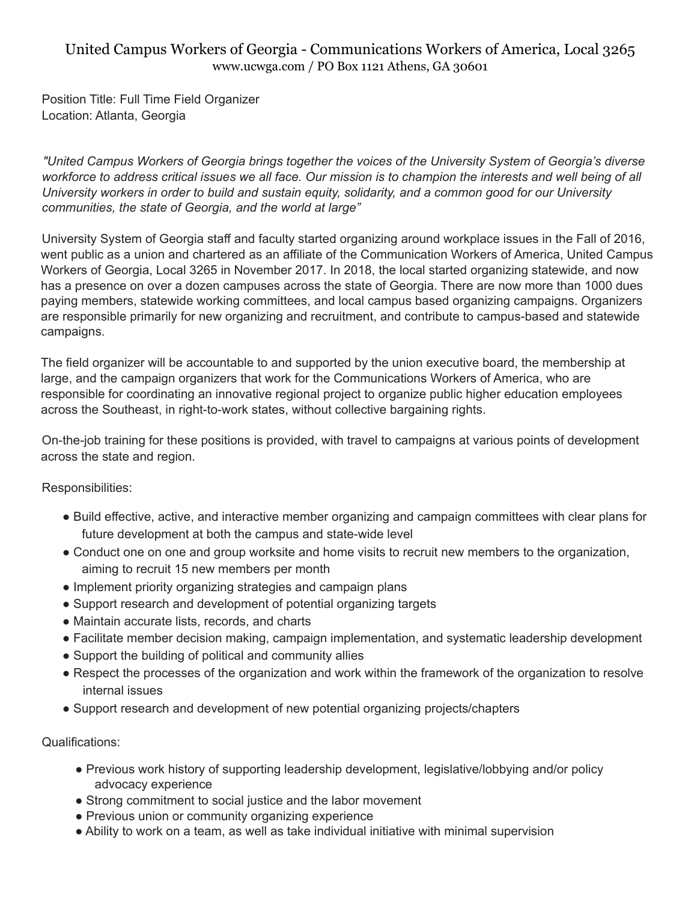# United Campus Workers of Georgia - Communications Workers of America, Local 3265

www.ucwga.com / PO Box 1121 Athens, GA 30601

Position Title: Full Time Field Organizer
Location: Atlanta, Georgia

*"United Campus Workers of Georgia brings together the voices of the University System of Georgia's diverse workforce to address critical issues we all face. Our mission is to champion the interests and well being of all University workers in order to build and sustain equity, solidarity, and a common good for our University communities, the state of Georgia, and the world at large"*

University System of Georgia staff and faculty started organizing around workplace issues in the Fall of 2016, went public as a union and chartered as an affiliate of the Communication Workers of America, United Campus Workers of Georgia, Local 3265 in November 2017. In 2018, the local started organizing statewide, and now has a presence on over a dozen campuses across the state of Georgia. There are now more than 1000 dues paying members, statewide working committees, and local campus based organizing campaigns. Organizers are responsible primarily for new organizing and recruitment, and contribute to campus-based and statewide campaigns.

The field organizer will be accountable to and supported by the union executive board, the membership at large, and the campaign organizers that work for the Communications Workers of America, who are responsible for coordinating an innovative regional project to organize public higher education employees across the Southeast, in right-to-work states, without collective bargaining rights.

On-the-job training for these positions is provided, with travel to campaigns at various points of development across the state and region.

Responsibilities:

- Build effective, active, and interactive member organizing and campaign committees with clear plans for future development at both the campus and state-wide level
- Conduct one on one and group worksite and home visits to recruit new members to the organization, aiming to recruit 15 new members per month
- Implement priority organizing strategies and campaign plans
- Support research and development of potential organizing targets
- Maintain accurate lists, records, and charts
- Facilitate member decision making, campaign implementation, and systematic leadership development
- Support the building of political and community allies
- Respect the processes of the organization and work within the framework of the organization to resolve internal issues
- Support research and development of new potential organizing projects/chapters

Qualifications:

- Previous work history of supporting leadership development, legislative/lobbying and/or policy advocacy experience
- Strong commitment to social justice and the labor movement
- Previous union or community organizing experience
- Ability to work on a team, as well as take individual initiative with minimal supervision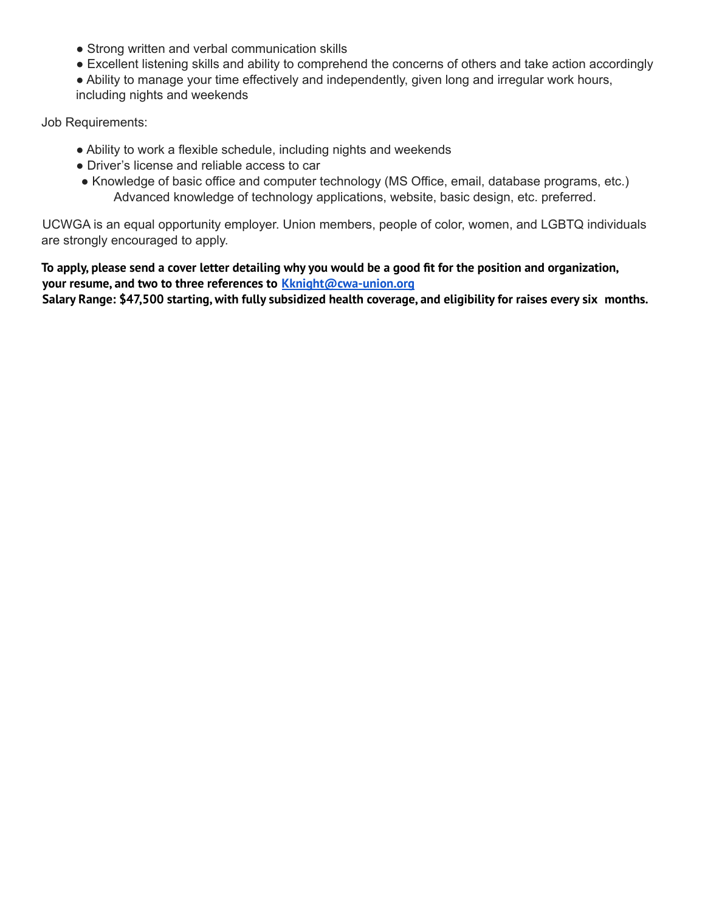- Strong written and verbal communication skills
- Excellent listening skills and ability to comprehend the concerns of others and take action accordingly
- Ability to manage your time effectively and independently, given long and irregular work hours, including nights and weekends

Job Requirements:

- Ability to work a flexible schedule, including nights and weekends
- Driver's license and reliable access to car
- Knowledge of basic office and computer technology (MS Office, email, database programs, etc.) Advanced knowledge of technology applications, website, basic design, etc. preferred.

UCWGA is an equal opportunity employer. Union members, people of color, women, and LGBTQ individuals are strongly encouraged to apply.

**To apply, please send a cover letter detailing why you would be a good fit for the position and organization, your resume, and two to three references to [Kknight@cwa-union.org](mailto:Kknight@cwa-union.org)**
**Salary Range: $47,500 starting, with fully subsidized health coverage, and eligibility for raises every six months.**